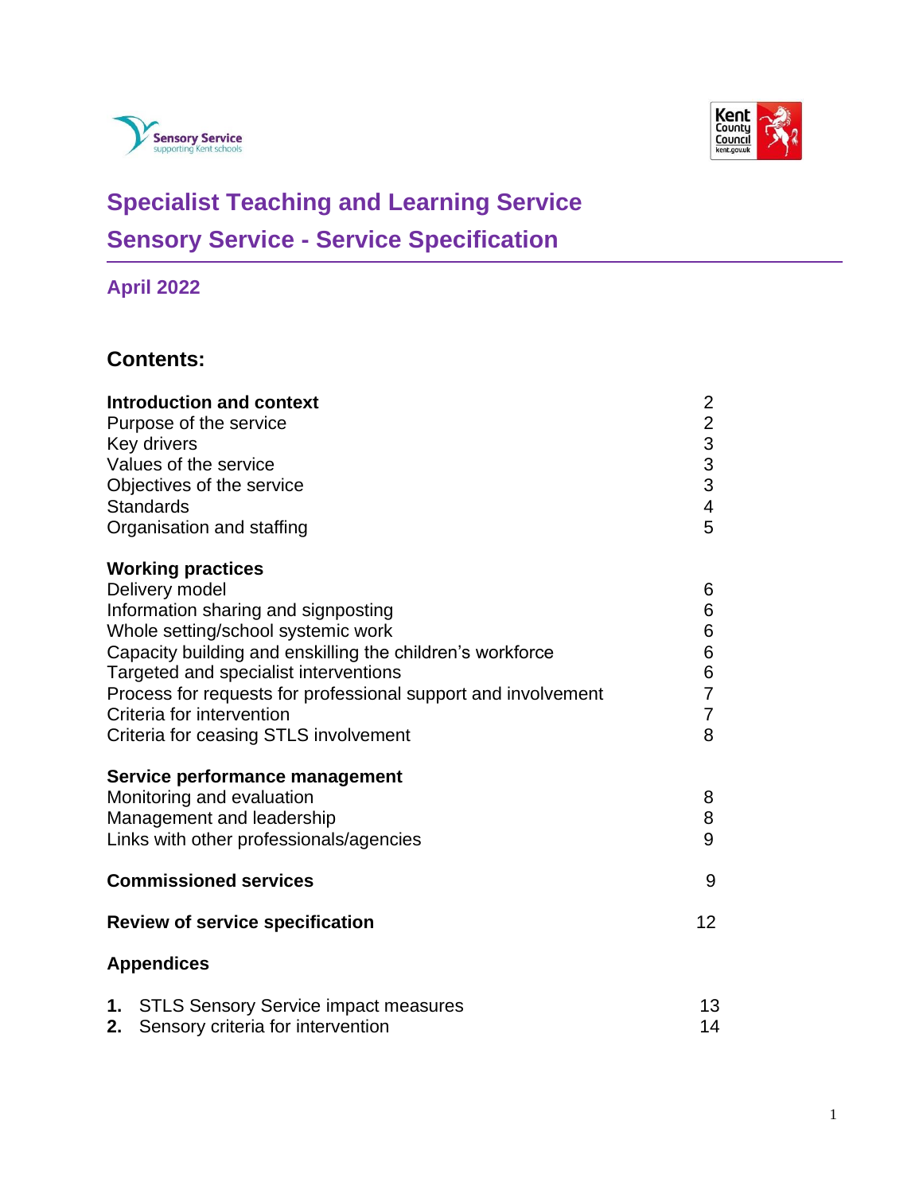# Specialist Teaching and Learning Service

# Sensory Service - Service Specification

**April 2022**

## Contents:

| | |
|---|---|
| **Introduction and context** | 2 |
| Purpose of the service | 2 |
| Key drivers | 3 |
| Values of the service | 3 |
| Objectives of the service | 3 |
| Standards | 4 |
| Organisation and staffing | 5 |
| **Working practices** | |
| Delivery model | 6 |
| Information sharing and signposting | 6 |
| Whole setting/school systemic work | 6 |
| Capacity building and enskilling the children's workforce | 6 |
| Targeted and specialist interventions | 6 |
| Process for requests for professional support and involvement | 7 |
| Criteria for intervention | 7 |
| Criteria for ceasing STLS involvement | 8 |
| **Service performance management** | |
| Monitoring and evaluation | 8 |
| Management and leadership | 8 |
| Links with other professionals/agencies | 9 |
| **Commissioned services** | 9 |
| **Review of service specification** | 12 |
| **Appendices** | |
| **1.** STLS Sensory Service impact measures | 13 |
| **2.** Sensory criteria for intervention | 14 |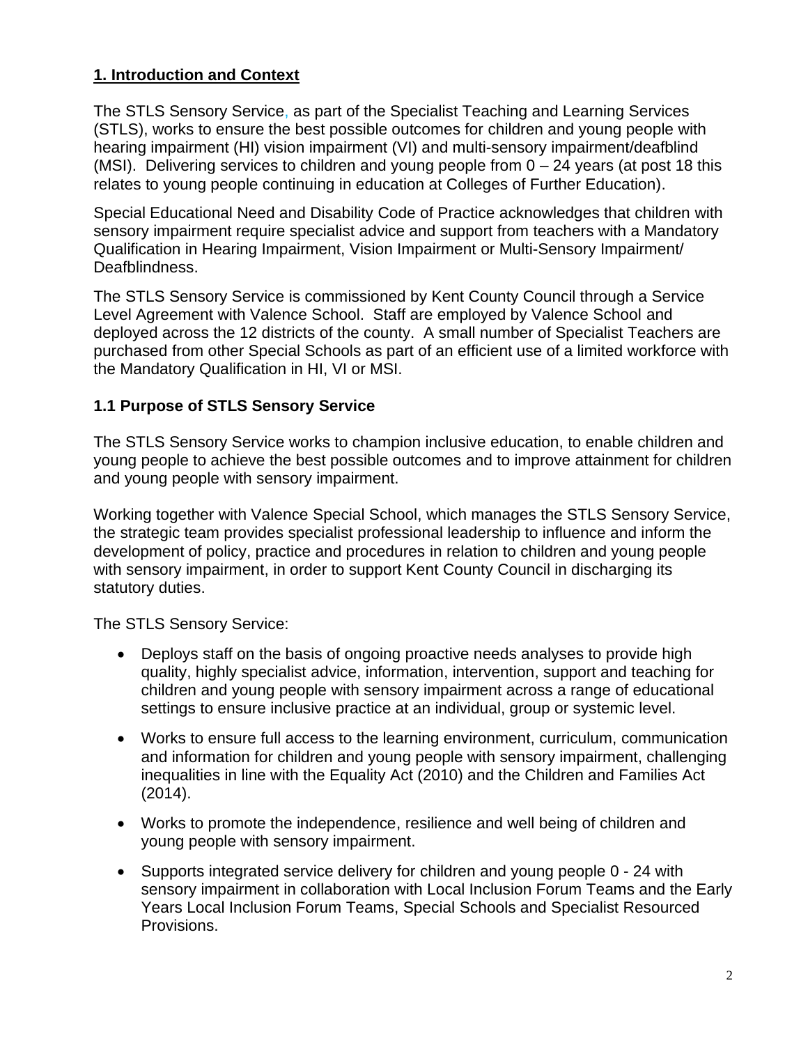## **1. Introduction and Context**

The STLS Sensory Service, as part of the Specialist Teaching and Learning Services (STLS), works to ensure the best possible outcomes for children and young people with hearing impairment (HI) vision impairment (VI) and multi-sensory impairment/deafblind (MSI). Delivering services to children and young people from 0 – 24 years (at post 18 this relates to young people continuing in education at Colleges of Further Education).

Special Educational Need and Disability Code of Practice acknowledges that children with sensory impairment require specialist advice and support from teachers with a Mandatory Qualification in Hearing Impairment, Vision Impairment or Multi-Sensory Impairment/ Deafblindness.

The STLS Sensory Service is commissioned by Kent County Council through a Service Level Agreement with Valence School. Staff are employed by Valence School and deployed across the 12 districts of the county. A small number of Specialist Teachers are purchased from other Special Schools as part of an efficient use of a limited workforce with the Mandatory Qualification in HI, VI or MSI.

### **1.1 Purpose of STLS Sensory Service**

The STLS Sensory Service works to champion inclusive education, to enable children and young people to achieve the best possible outcomes and to improve attainment for children and young people with sensory impairment.

Working together with Valence Special School, which manages the STLS Sensory Service, the strategic team provides specialist professional leadership to influence and inform the development of policy, practice and procedures in relation to children and young people with sensory impairment, in order to support Kent County Council in discharging its statutory duties.

The STLS Sensory Service:

- Deploys staff on the basis of ongoing proactive needs analyses to provide high quality, highly specialist advice, information, intervention, support and teaching for children and young people with sensory impairment across a range of educational settings to ensure inclusive practice at an individual, group or systemic level.
- Works to ensure full access to the learning environment, curriculum, communication and information for children and young people with sensory impairment, challenging inequalities in line with the Equality Act (2010) and the Children and Families Act (2014).
- Works to promote the independence, resilience and well being of children and young people with sensory impairment.
- Supports integrated service delivery for children and young people 0 - 24 with sensory impairment in collaboration with Local Inclusion Forum Teams and the Early Years Local Inclusion Forum Teams, Special Schools and Specialist Resourced Provisions.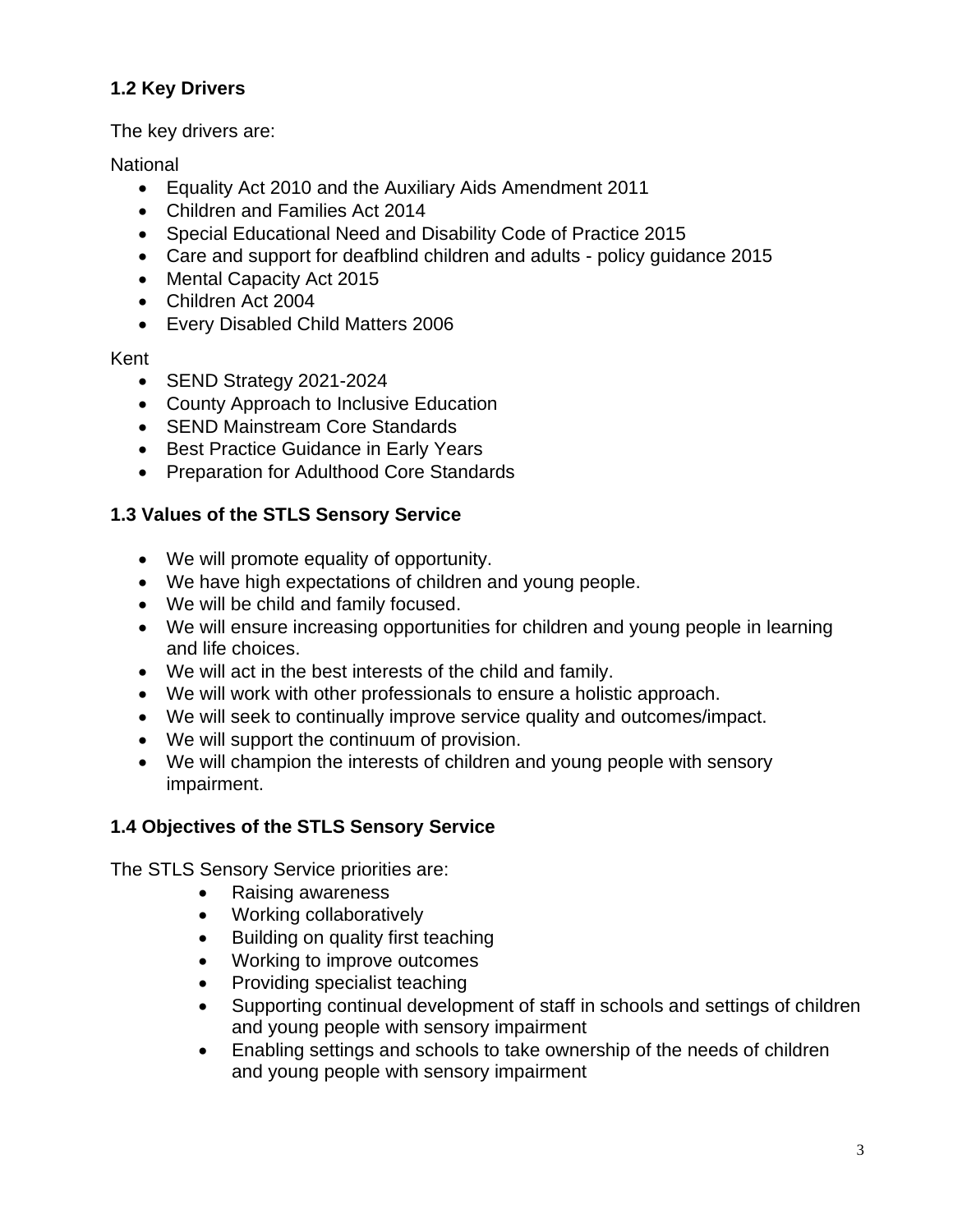### 1.2 Key Drivers

The key drivers are:

National

- Equality Act 2010 and the Auxiliary Aids Amendment 2011
- Children and Families Act 2014
- Special Educational Need and Disability Code of Practice 2015
- Care and support for deafblind children and adults - policy guidance 2015
- Mental Capacity Act 2015
- Children Act 2004
- Every Disabled Child Matters 2006

Kent

- SEND Strategy 2021-2024
- County Approach to Inclusive Education
- SEND Mainstream Core Standards
- Best Practice Guidance in Early Years
- Preparation for Adulthood Core Standards

### 1.3 Values of the STLS Sensory Service

- We will promote equality of opportunity.
- We have high expectations of children and young people.
- We will be child and family focused.
- We will ensure increasing opportunities for children and young people in learning and life choices.
- We will act in the best interests of the child and family.
- We will work with other professionals to ensure a holistic approach.
- We will seek to continually improve service quality and outcomes/impact.
- We will support the continuum of provision.
- We will champion the interests of children and young people with sensory impairment.

### 1.4 Objectives of the STLS Sensory Service

The STLS Sensory Service priorities are:

- Raising awareness
- Working collaboratively
- Building on quality first teaching
- Working to improve outcomes
- Providing specialist teaching
- Supporting continual development of staff in schools and settings of children and young people with sensory impairment
- Enabling settings and schools to take ownership of the needs of children and young people with sensory impairment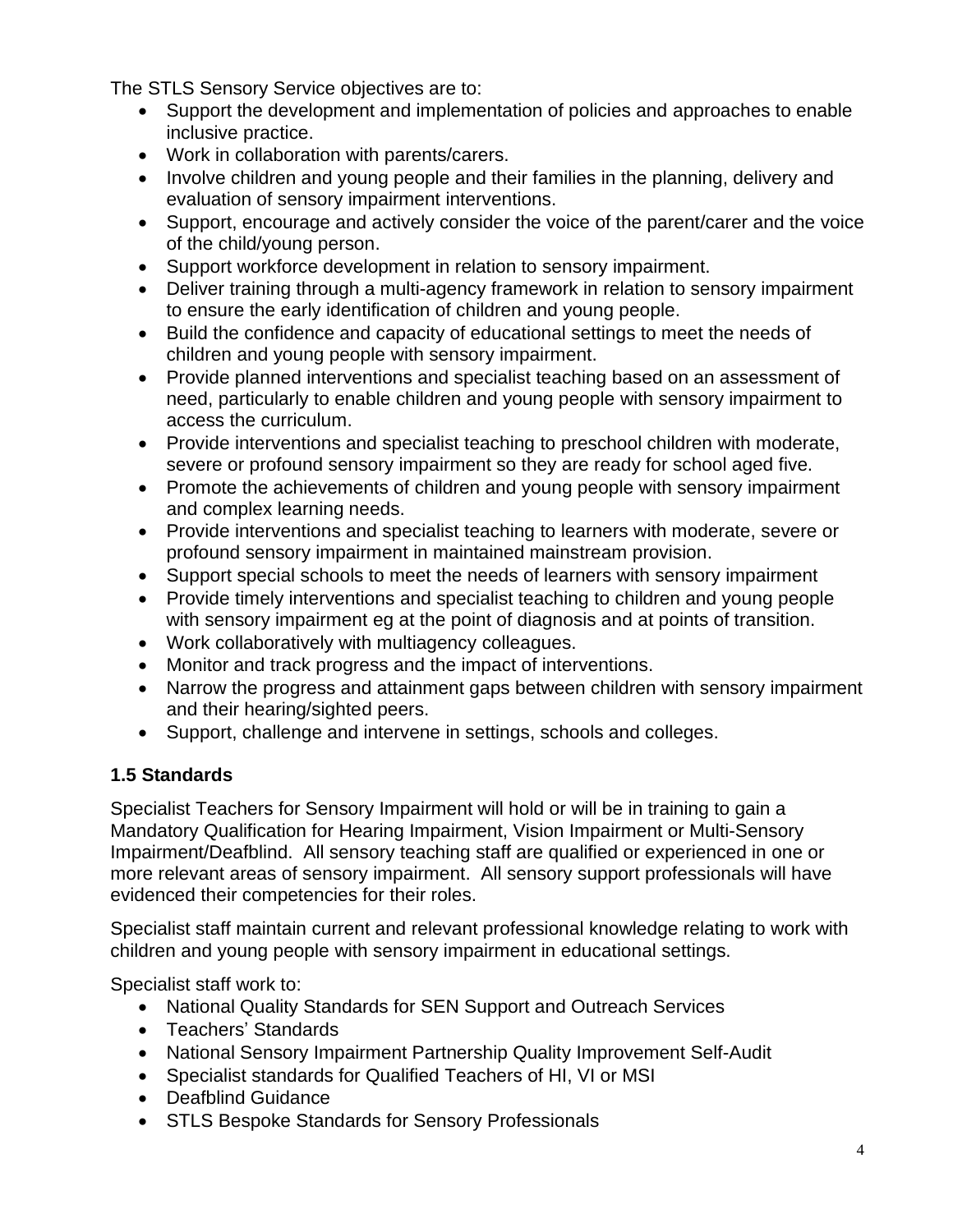The STLS Sensory Service objectives are to:

- Support the development and implementation of policies and approaches to enable inclusive practice.
- Work in collaboration with parents/carers.
- Involve children and young people and their families in the planning, delivery and evaluation of sensory impairment interventions.
- Support, encourage and actively consider the voice of the parent/carer and the voice of the child/young person.
- Support workforce development in relation to sensory impairment.
- Deliver training through a multi-agency framework in relation to sensory impairment to ensure the early identification of children and young people.
- Build the confidence and capacity of educational settings to meet the needs of children and young people with sensory impairment.
- Provide planned interventions and specialist teaching based on an assessment of need, particularly to enable children and young people with sensory impairment to access the curriculum.
- Provide interventions and specialist teaching to preschool children with moderate, severe or profound sensory impairment so they are ready for school aged five.
- Promote the achievements of children and young people with sensory impairment and complex learning needs.
- Provide interventions and specialist teaching to learners with moderate, severe or profound sensory impairment in maintained mainstream provision.
- Support special schools to meet the needs of learners with sensory impairment
- Provide timely interventions and specialist teaching to children and young people with sensory impairment eg at the point of diagnosis and at points of transition.
- Work collaboratively with multiagency colleagues.
- Monitor and track progress and the impact of interventions.
- Narrow the progress and attainment gaps between children with sensory impairment and their hearing/sighted peers.
- Support, challenge and intervene in settings, schools and colleges.

### 1.5 Standards

Specialist Teachers for Sensory Impairment will hold or will be in training to gain a Mandatory Qualification for Hearing Impairment, Vision Impairment or Multi-Sensory Impairment/Deafblind. All sensory teaching staff are qualified or experienced in one or more relevant areas of sensory impairment. All sensory support professionals will have evidenced their competencies for their roles.

Specialist staff maintain current and relevant professional knowledge relating to work with children and young people with sensory impairment in educational settings.

Specialist staff work to:

- National Quality Standards for SEN Support and Outreach Services
- Teachers' Standards
- National Sensory Impairment Partnership Quality Improvement Self-Audit
- Specialist standards for Qualified Teachers of HI, VI or MSI
- Deafblind Guidance
- STLS Bespoke Standards for Sensory Professionals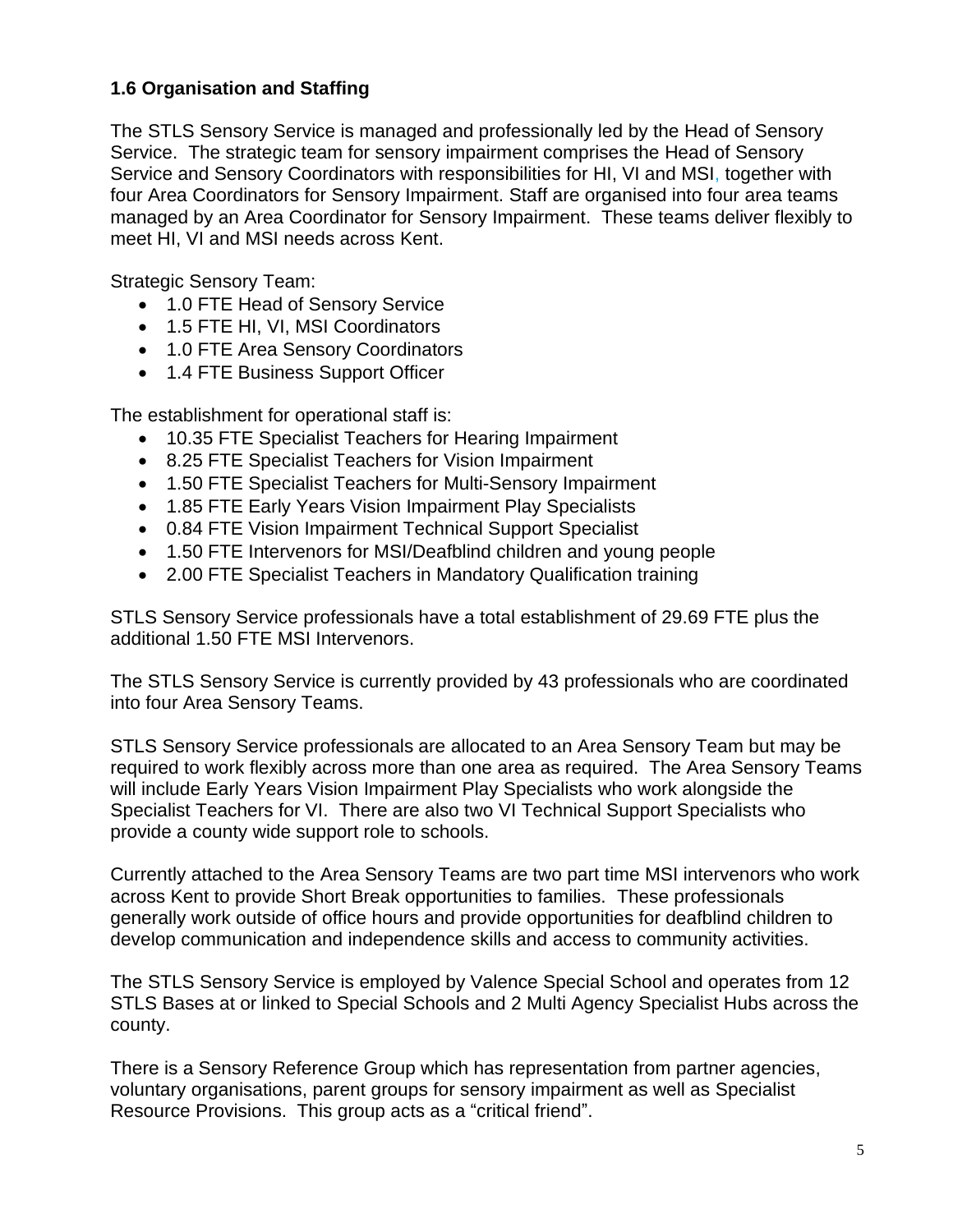### 1.6 Organisation and Staffing

The STLS Sensory Service is managed and professionally led by the Head of Sensory Service. The strategic team for sensory impairment comprises the Head of Sensory Service and Sensory Coordinators with responsibilities for HI, VI and MSI, together with four Area Coordinators for Sensory Impairment. Staff are organised into four area teams managed by an Area Coordinator for Sensory Impairment. These teams deliver flexibly to meet HI, VI and MSI needs across Kent.

Strategic Sensory Team:

- 1.0 FTE Head of Sensory Service
- 1.5 FTE HI, VI, MSI Coordinators
- 1.0 FTE Area Sensory Coordinators
- 1.4 FTE Business Support Officer

The establishment for operational staff is:

- 10.35 FTE Specialist Teachers for Hearing Impairment
- 8.25 FTE Specialist Teachers for Vision Impairment
- 1.50 FTE Specialist Teachers for Multi-Sensory Impairment
- 1.85 FTE Early Years Vision Impairment Play Specialists
- 0.84 FTE Vision Impairment Technical Support Specialist
- 1.50 FTE Intervenors for MSI/Deafblind children and young people
- 2.00 FTE Specialist Teachers in Mandatory Qualification training

STLS Sensory Service professionals have a total establishment of 29.69 FTE plus the additional 1.50 FTE MSI Intervenors.

The STLS Sensory Service is currently provided by 43 professionals who are coordinated into four Area Sensory Teams.

STLS Sensory Service professionals are allocated to an Area Sensory Team but may be required to work flexibly across more than one area as required. The Area Sensory Teams will include Early Years Vision Impairment Play Specialists who work alongside the Specialist Teachers for VI. There are also two VI Technical Support Specialists who provide a county wide support role to schools.

Currently attached to the Area Sensory Teams are two part time MSI intervenors who work across Kent to provide Short Break opportunities to families. These professionals generally work outside of office hours and provide opportunities for deafblind children to develop communication and independence skills and access to community activities.

The STLS Sensory Service is employed by Valence Special School and operates from 12 STLS Bases at or linked to Special Schools and 2 Multi Agency Specialist Hubs across the county.

There is a Sensory Reference Group which has representation from partner agencies, voluntary organisations, parent groups for sensory impairment as well as Specialist Resource Provisions. This group acts as a "critical friend".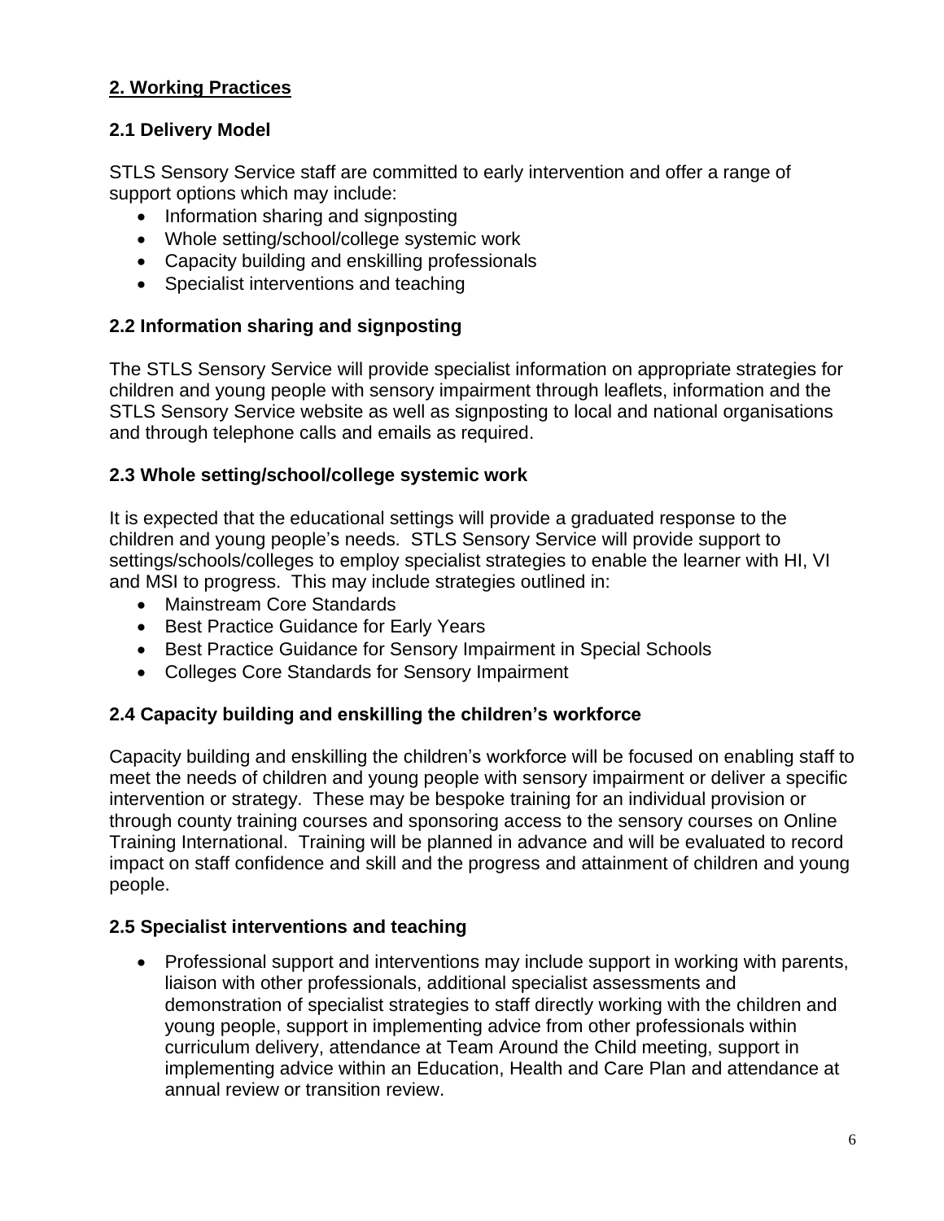## 2. Working Practices

### 2.1 Delivery Model

STLS Sensory Service staff are committed to early intervention and offer a range of support options which may include:

- Information sharing and signposting
- Whole setting/school/college systemic work
- Capacity building and enskilling professionals
- Specialist interventions and teaching

### 2.2 Information sharing and signposting

The STLS Sensory Service will provide specialist information on appropriate strategies for children and young people with sensory impairment through leaflets, information and the STLS Sensory Service website as well as signposting to local and national organisations and through telephone calls and emails as required.

### 2.3 Whole setting/school/college systemic work

It is expected that the educational settings will provide a graduated response to the children and young people's needs. STLS Sensory Service will provide support to settings/schools/colleges to employ specialist strategies to enable the learner with HI, VI and MSI to progress. This may include strategies outlined in:

- Mainstream Core Standards
- Best Practice Guidance for Early Years
- Best Practice Guidance for Sensory Impairment in Special Schools
- Colleges Core Standards for Sensory Impairment

### 2.4 Capacity building and enskilling the children's workforce

Capacity building and enskilling the children's workforce will be focused on enabling staff to meet the needs of children and young people with sensory impairment or deliver a specific intervention or strategy. These may be bespoke training for an individual provision or through county training courses and sponsoring access to the sensory courses on Online Training International. Training will be planned in advance and will be evaluated to record impact on staff confidence and skill and the progress and attainment of children and young people.

### 2.5 Specialist interventions and teaching

- Professional support and interventions may include support in working with parents, liaison with other professionals, additional specialist assessments and demonstration of specialist strategies to staff directly working with the children and young people, support in implementing advice from other professionals within curriculum delivery, attendance at Team Around the Child meeting, support in implementing advice within an Education, Health and Care Plan and attendance at annual review or transition review.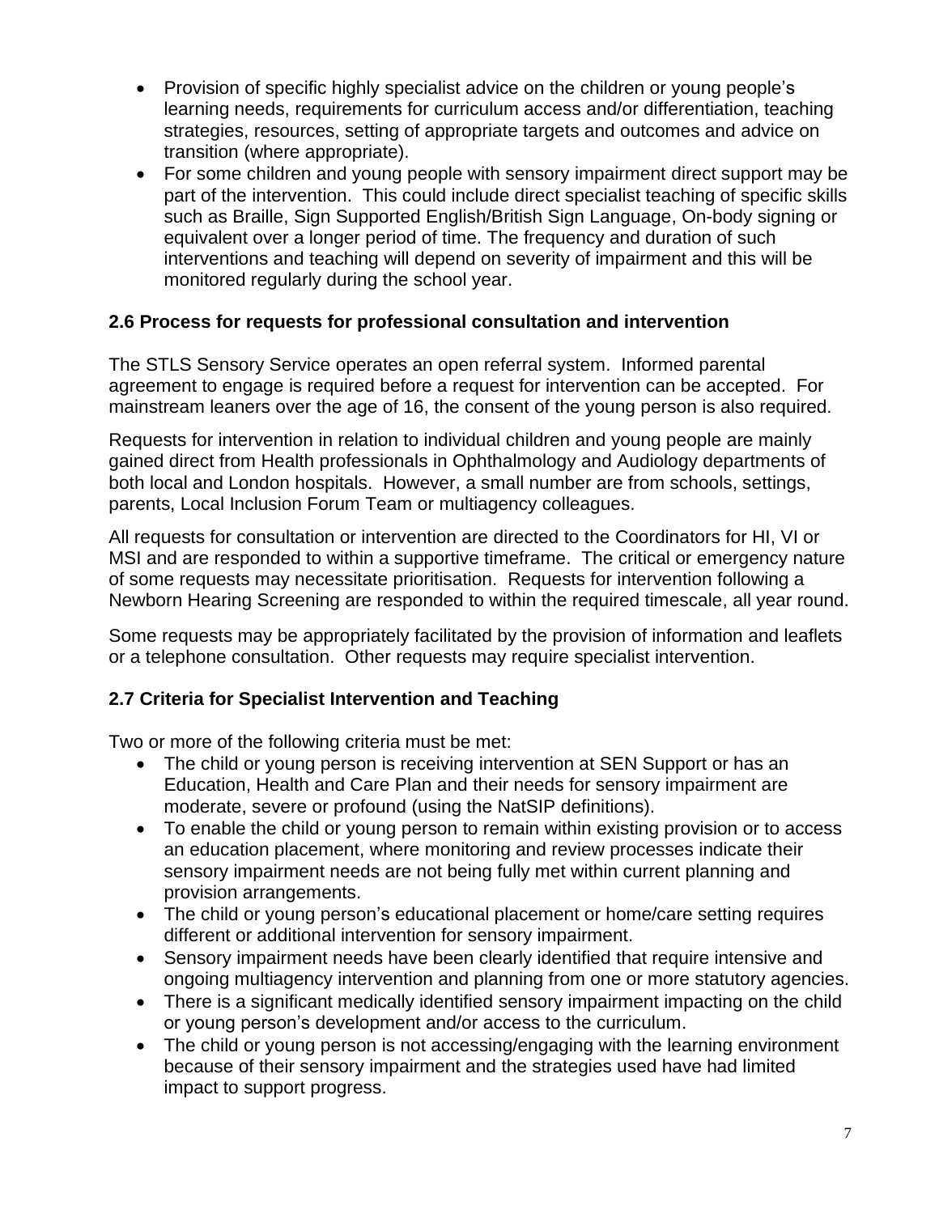- Provision of specific highly specialist advice on the children or young people's learning needs, requirements for curriculum access and/or differentiation, teaching strategies, resources, setting of appropriate targets and outcomes and advice on transition (where appropriate).
- For some children and young people with sensory impairment direct support may be part of the intervention. This could include direct specialist teaching of specific skills such as Braille, Sign Supported English/British Sign Language, On-body signing or equivalent over a longer period of time. The frequency and duration of such interventions and teaching will depend on severity of impairment and this will be monitored regularly during the school year.

### 2.6 Process for requests for professional consultation and intervention

The STLS Sensory Service operates an open referral system. Informed parental agreement to engage is required before a request for intervention can be accepted. For mainstream leaners over the age of 16, the consent of the young person is also required.

Requests for intervention in relation to individual children and young people are mainly gained direct from Health professionals in Ophthalmology and Audiology departments of both local and London hospitals. However, a small number are from schools, settings, parents, Local Inclusion Forum Team or multiagency colleagues.

All requests for consultation or intervention are directed to the Coordinators for HI, VI or MSI and are responded to within a supportive timeframe. The critical or emergency nature of some requests may necessitate prioritisation. Requests for intervention following a Newborn Hearing Screening are responded to within the required timescale, all year round.

Some requests may be appropriately facilitated by the provision of information and leaflets or a telephone consultation. Other requests may require specialist intervention.

### 2.7 Criteria for Specialist Intervention and Teaching

Two or more of the following criteria must be met:

- The child or young person is receiving intervention at SEN Support or has an Education, Health and Care Plan and their needs for sensory impairment are moderate, severe or profound (using the NatSIP definitions).
- To enable the child or young person to remain within existing provision or to access an education placement, where monitoring and review processes indicate their sensory impairment needs are not being fully met within current planning and provision arrangements.
- The child or young person's educational placement or home/care setting requires different or additional intervention for sensory impairment.
- Sensory impairment needs have been clearly identified that require intensive and ongoing multiagency intervention and planning from one or more statutory agencies.
- There is a significant medically identified sensory impairment impacting on the child or young person's development and/or access to the curriculum.
- The child or young person is not accessing/engaging with the learning environment because of their sensory impairment and the strategies used have had limited impact to support progress.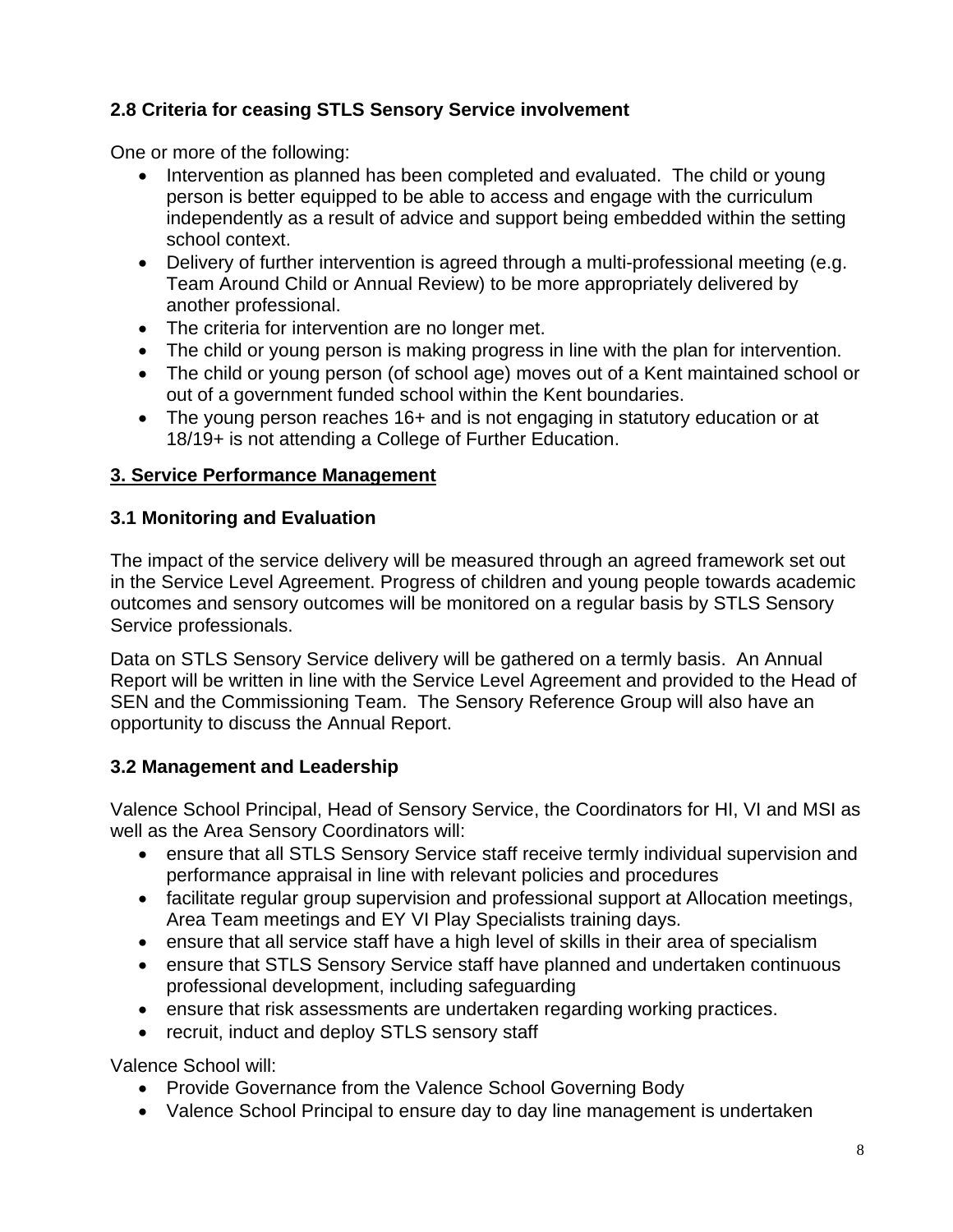### 2.8 Criteria for ceasing STLS Sensory Service involvement

One or more of the following:

- Intervention as planned has been completed and evaluated. The child or young person is better equipped to be able to access and engage with the curriculum independently as a result of advice and support being embedded within the setting school context.
- Delivery of further intervention is agreed through a multi-professional meeting (e.g. Team Around Child or Annual Review) to be more appropriately delivered by another professional.
- The criteria for intervention are no longer met.
- The child or young person is making progress in line with the plan for intervention.
- The child or young person (of school age) moves out of a Kent maintained school or out of a government funded school within the Kent boundaries.
- The young person reaches 16+ and is not engaging in statutory education or at 18/19+ is not attending a College of Further Education.

## 3. Service Performance Management

### 3.1 Monitoring and Evaluation

The impact of the service delivery will be measured through an agreed framework set out in the Service Level Agreement. Progress of children and young people towards academic outcomes and sensory outcomes will be monitored on a regular basis by STLS Sensory Service professionals.

Data on STLS Sensory Service delivery will be gathered on a termly basis. An Annual Report will be written in line with the Service Level Agreement and provided to the Head of SEN and the Commissioning Team. The Sensory Reference Group will also have an opportunity to discuss the Annual Report.

### 3.2 Management and Leadership

Valence School Principal, Head of Sensory Service, the Coordinators for HI, VI and MSI as well as the Area Sensory Coordinators will:

- ensure that all STLS Sensory Service staff receive termly individual supervision and performance appraisal in line with relevant policies and procedures
- facilitate regular group supervision and professional support at Allocation meetings, Area Team meetings and EY VI Play Specialists training days.
- ensure that all service staff have a high level of skills in their area of specialism
- ensure that STLS Sensory Service staff have planned and undertaken continuous professional development, including safeguarding
- ensure that risk assessments are undertaken regarding working practices.
- recruit, induct and deploy STLS sensory staff

Valence School will:

- Provide Governance from the Valence School Governing Body
- Valence School Principal to ensure day to day line management is undertaken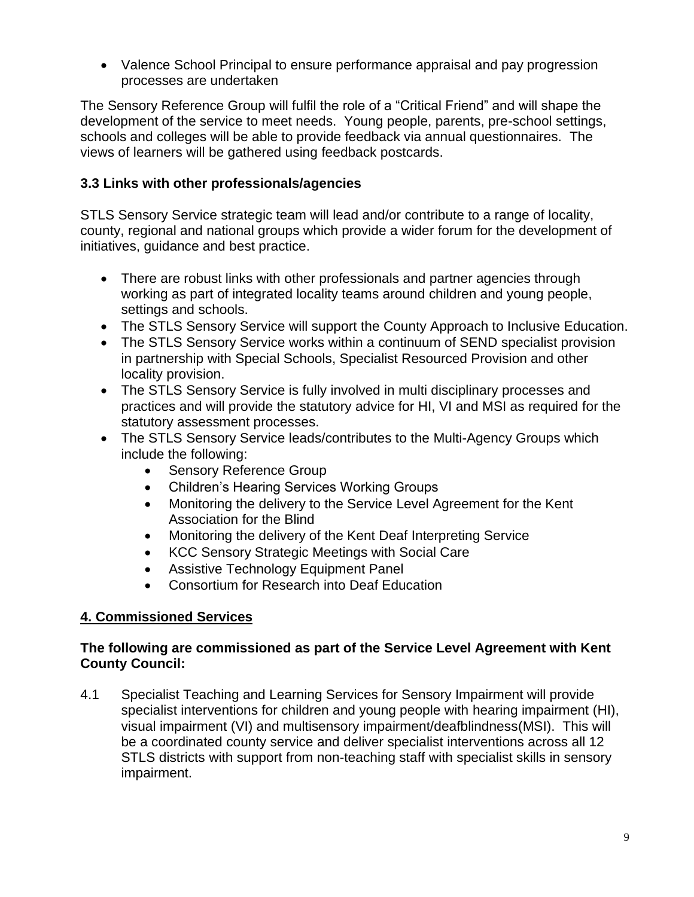- Valence School Principal to ensure performance appraisal and pay progression processes are undertaken

The Sensory Reference Group will fulfil the role of a "Critical Friend" and will shape the development of the service to meet needs. Young people, parents, pre-school settings, schools and colleges will be able to provide feedback via annual questionnaires. The views of learners will be gathered using feedback postcards.

### 3.3 Links with other professionals/agencies

STLS Sensory Service strategic team will lead and/or contribute to a range of locality, county, regional and national groups which provide a wider forum for the development of initiatives, guidance and best practice.

- There are robust links with other professionals and partner agencies through working as part of integrated locality teams around children and young people, settings and schools.
- The STLS Sensory Service will support the County Approach to Inclusive Education.
- The STLS Sensory Service works within a continuum of SEND specialist provision in partnership with Special Schools, Specialist Resourced Provision and other locality provision.
- The STLS Sensory Service is fully involved in multi disciplinary processes and practices and will provide the statutory advice for HI, VI and MSI as required for the statutory assessment processes.
- The STLS Sensory Service leads/contributes to the Multi-Agency Groups which include the following:
    - Sensory Reference Group
    - Children's Hearing Services Working Groups
    - Monitoring the delivery to the Service Level Agreement for the Kent Association for the Blind
    - Monitoring the delivery of the Kent Deaf Interpreting Service
    - KCC Sensory Strategic Meetings with Social Care
    - Assistive Technology Equipment Panel
    - Consortium for Research into Deaf Education

## 4. Commissioned Services

**The following are commissioned as part of the Service Level Agreement with Kent County Council:**

4.1 Specialist Teaching and Learning Services for Sensory Impairment will provide specialist interventions for children and young people with hearing impairment (HI), visual impairment (VI) and multisensory impairment/deafblindness(MSI). This will be a coordinated county service and deliver specialist interventions across all 12 STLS districts with support from non-teaching staff with specialist skills in sensory impairment.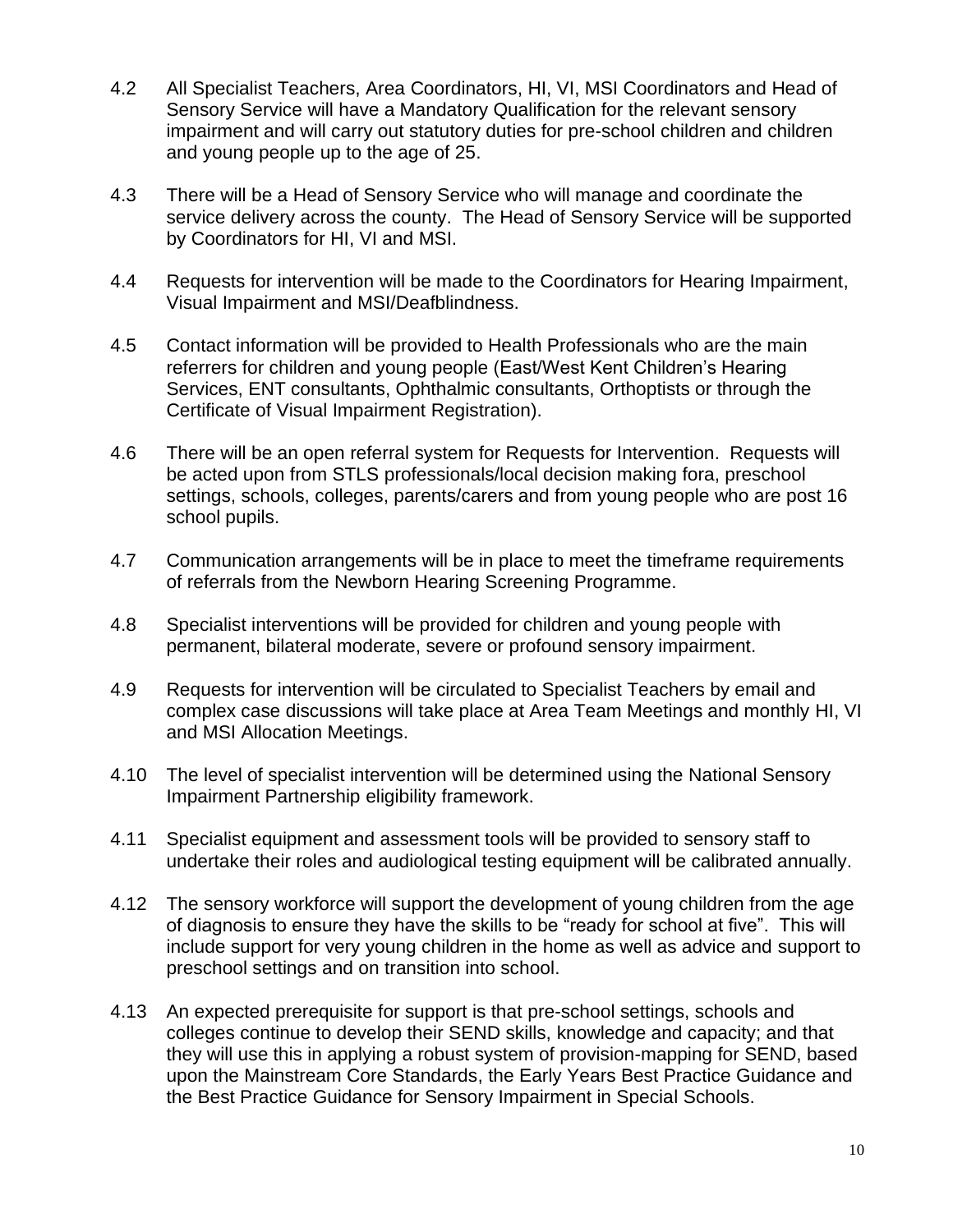4.2 All Specialist Teachers, Area Coordinators, HI, VI, MSI Coordinators and Head of Sensory Service will have a Mandatory Qualification for the relevant sensory impairment and will carry out statutory duties for pre-school children and children and young people up to the age of 25.

4.3 There will be a Head of Sensory Service who will manage and coordinate the service delivery across the county. The Head of Sensory Service will be supported by Coordinators for HI, VI and MSI.

4.4 Requests for intervention will be made to the Coordinators for Hearing Impairment, Visual Impairment and MSI/Deafblindness.

4.5 Contact information will be provided to Health Professionals who are the main referrers for children and young people (East/West Kent Children's Hearing Services, ENT consultants, Ophthalmic consultants, Orthoptists or through the Certificate of Visual Impairment Registration).

4.6 There will be an open referral system for Requests for Intervention. Requests will be acted upon from STLS professionals/local decision making fora, preschool settings, schools, colleges, parents/carers and from young people who are post 16 school pupils.

4.7 Communication arrangements will be in place to meet the timeframe requirements of referrals from the Newborn Hearing Screening Programme.

4.8 Specialist interventions will be provided for children and young people with permanent, bilateral moderate, severe or profound sensory impairment.

4.9 Requests for intervention will be circulated to Specialist Teachers by email and complex case discussions will take place at Area Team Meetings and monthly HI, VI and MSI Allocation Meetings.

4.10 The level of specialist intervention will be determined using the National Sensory Impairment Partnership eligibility framework.

4.11 Specialist equipment and assessment tools will be provided to sensory staff to undertake their roles and audiological testing equipment will be calibrated annually.

4.12 The sensory workforce will support the development of young children from the age of diagnosis to ensure they have the skills to be "ready for school at five". This will include support for very young children in the home as well as advice and support to preschool settings and on transition into school.

4.13 An expected prerequisite for support is that pre-school settings, schools and colleges continue to develop their SEND skills, knowledge and capacity; and that they will use this in applying a robust system of provision-mapping for SEND, based upon the Mainstream Core Standards, the Early Years Best Practice Guidance and the Best Practice Guidance for Sensory Impairment in Special Schools.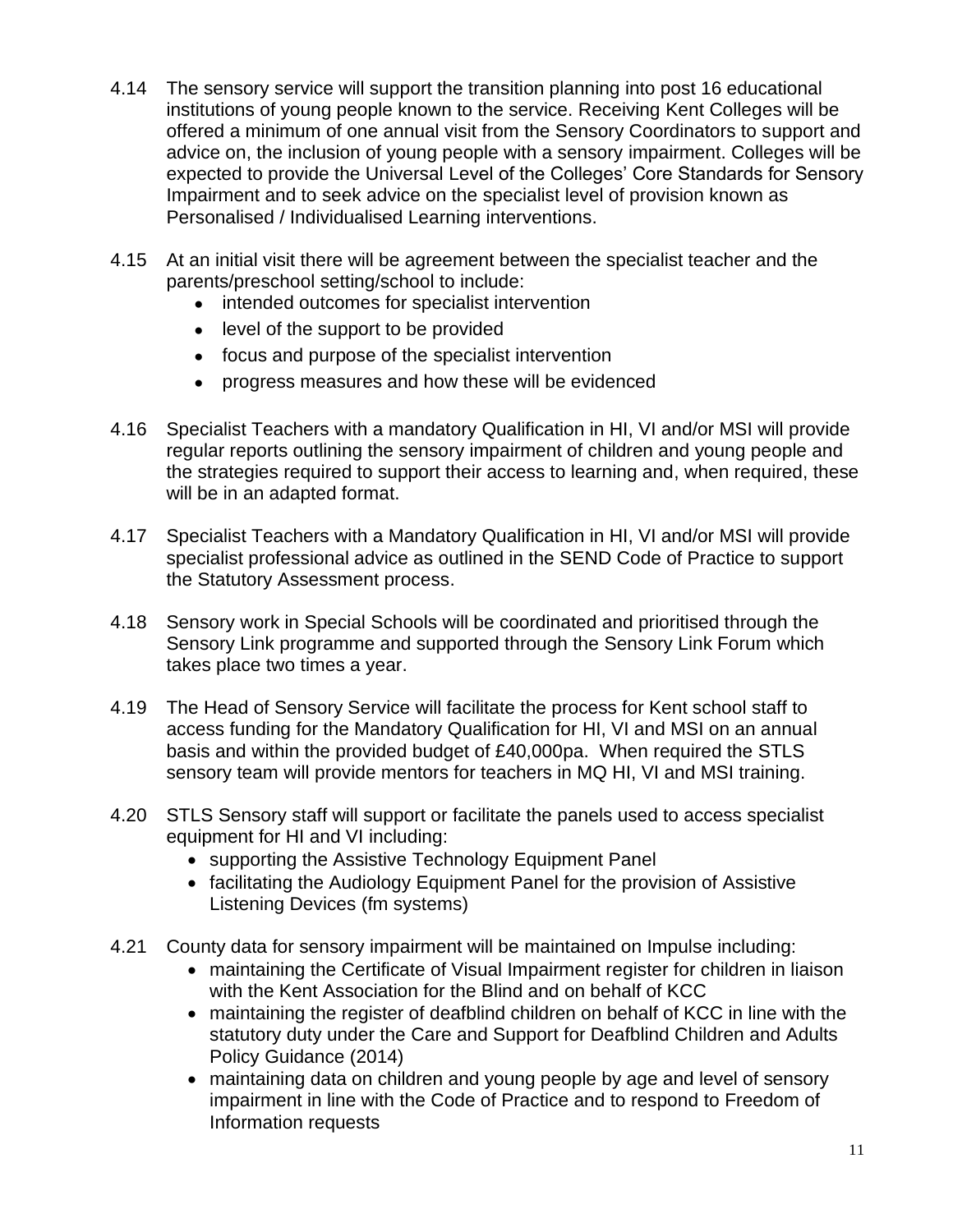4.14 The sensory service will support the transition planning into post 16 educational institutions of young people known to the service. Receiving Kent Colleges will be offered a minimum of one annual visit from the Sensory Coordinators to support and advice on, the inclusion of young people with a sensory impairment. Colleges will be expected to provide the Universal Level of the Colleges' Core Standards for Sensory Impairment and to seek advice on the specialist level of provision known as Personalised / Individualised Learning interventions.

4.15 At an initial visit there will be agreement between the specialist teacher and the parents/preschool setting/school to include:

- intended outcomes for specialist intervention
- level of the support to be provided
- focus and purpose of the specialist intervention
- progress measures and how these will be evidenced

4.16 Specialist Teachers with a mandatory Qualification in HI, VI and/or MSI will provide regular reports outlining the sensory impairment of children and young people and the strategies required to support their access to learning and, when required, these will be in an adapted format.

4.17 Specialist Teachers with a Mandatory Qualification in HI, VI and/or MSI will provide specialist professional advice as outlined in the SEND Code of Practice to support the Statutory Assessment process.

4.18 Sensory work in Special Schools will be coordinated and prioritised through the Sensory Link programme and supported through the Sensory Link Forum which takes place two times a year.

4.19 The Head of Sensory Service will facilitate the process for Kent school staff to access funding for the Mandatory Qualification for HI, VI and MSI on an annual basis and within the provided budget of £40,000pa. When required the STLS sensory team will provide mentors for teachers in MQ HI, VI and MSI training.

4.20 STLS Sensory staff will support or facilitate the panels used to access specialist equipment for HI and VI including:

- supporting the Assistive Technology Equipment Panel
- facilitating the Audiology Equipment Panel for the provision of Assistive Listening Devices (fm systems)

4.21 County data for sensory impairment will be maintained on Impulse including:

- maintaining the Certificate of Visual Impairment register for children in liaison with the Kent Association for the Blind and on behalf of KCC
- maintaining the register of deafblind children on behalf of KCC in line with the statutory duty under the Care and Support for Deafblind Children and Adults Policy Guidance (2014)
- maintaining data on children and young people by age and level of sensory impairment in line with the Code of Practice and to respond to Freedom of Information requests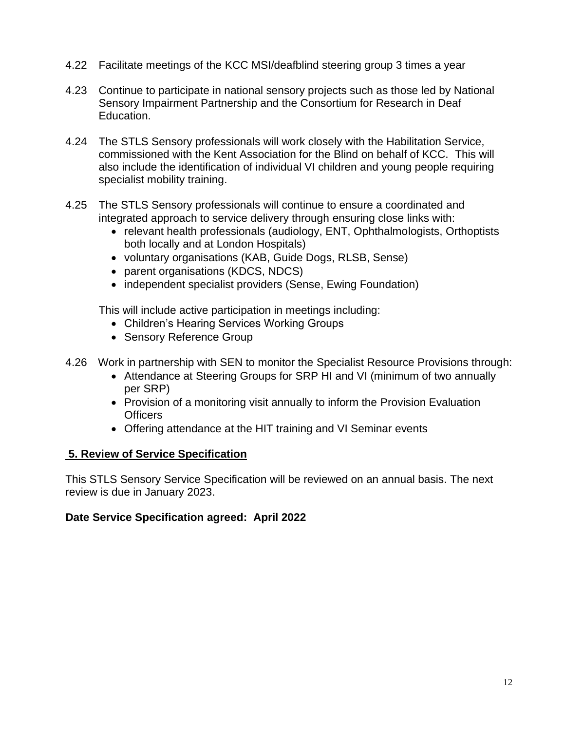4.22 Facilitate meetings of the KCC MSI/deafblind steering group 3 times a year

4.23 Continue to participate in national sensory projects such as those led by National Sensory Impairment Partnership and the Consortium for Research in Deaf Education.

4.24 The STLS Sensory professionals will work closely with the Habilitation Service, commissioned with the Kent Association for the Blind on behalf of KCC. This will also include the identification of individual VI children and young people requiring specialist mobility training.

4.25 The STLS Sensory professionals will continue to ensure a coordinated and integrated approach to service delivery through ensuring close links with:

- relevant health professionals (audiology, ENT, Ophthalmologists, Orthoptists both locally and at London Hospitals)
- voluntary organisations (KAB, Guide Dogs, RLSB, Sense)
- parent organisations (KDCS, NDCS)
- independent specialist providers (Sense, Ewing Foundation)

This will include active participation in meetings including:

- Children's Hearing Services Working Groups
- Sensory Reference Group

4.26 Work in partnership with SEN to monitor the Specialist Resource Provisions through:

- Attendance at Steering Groups for SRP HI and VI (minimum of two annually per SRP)
- Provision of a monitoring visit annually to inform the Provision Evaluation Officers
- Offering attendance at the HIT training and VI Seminar events

## 5. Review of Service Specification

This STLS Sensory Service Specification will be reviewed on an annual basis. The next review is due in January 2023.

**Date Service Specification agreed: April 2022**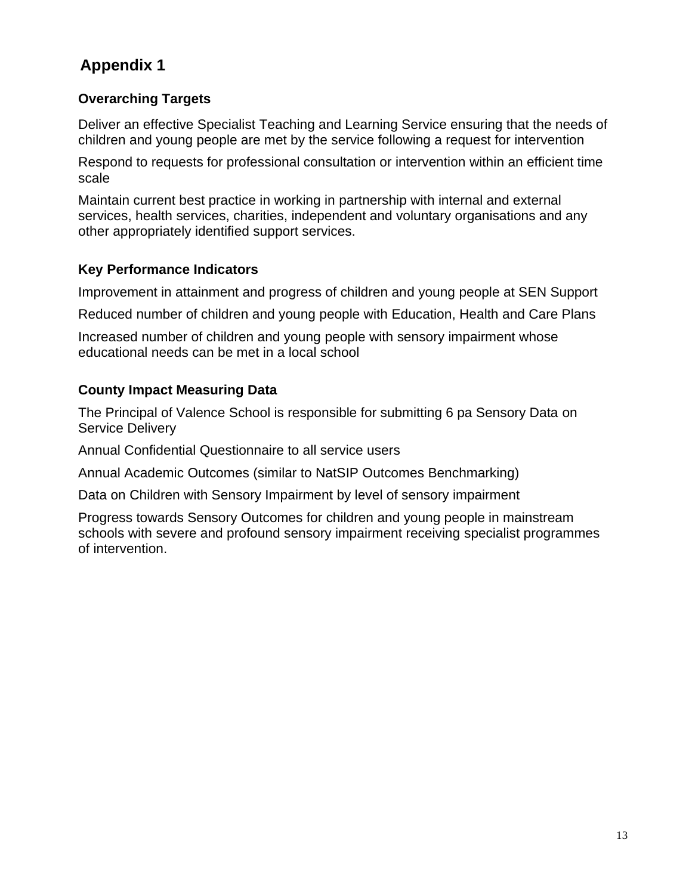# Appendix 1

### Overarching Targets

Deliver an effective Specialist Teaching and Learning Service ensuring that the needs of children and young people are met by the service following a request for intervention

Respond to requests for professional consultation or intervention within an efficient time scale

Maintain current best practice in working in partnership with internal and external services, health services, charities, independent and voluntary organisations and any other appropriately identified support services.

### Key Performance Indicators

Improvement in attainment and progress of children and young people at SEN Support

Reduced number of children and young people with Education, Health and Care Plans

Increased number of children and young people with sensory impairment whose educational needs can be met in a local school

### County Impact Measuring Data

The Principal of Valence School is responsible for submitting 6 pa Sensory Data on Service Delivery

Annual Confidential Questionnaire to all service users

Annual Academic Outcomes (similar to NatSIP Outcomes Benchmarking)

Data on Children with Sensory Impairment by level of sensory impairment

Progress towards Sensory Outcomes for children and young people in mainstream schools with severe and profound sensory impairment receiving specialist programmes of intervention.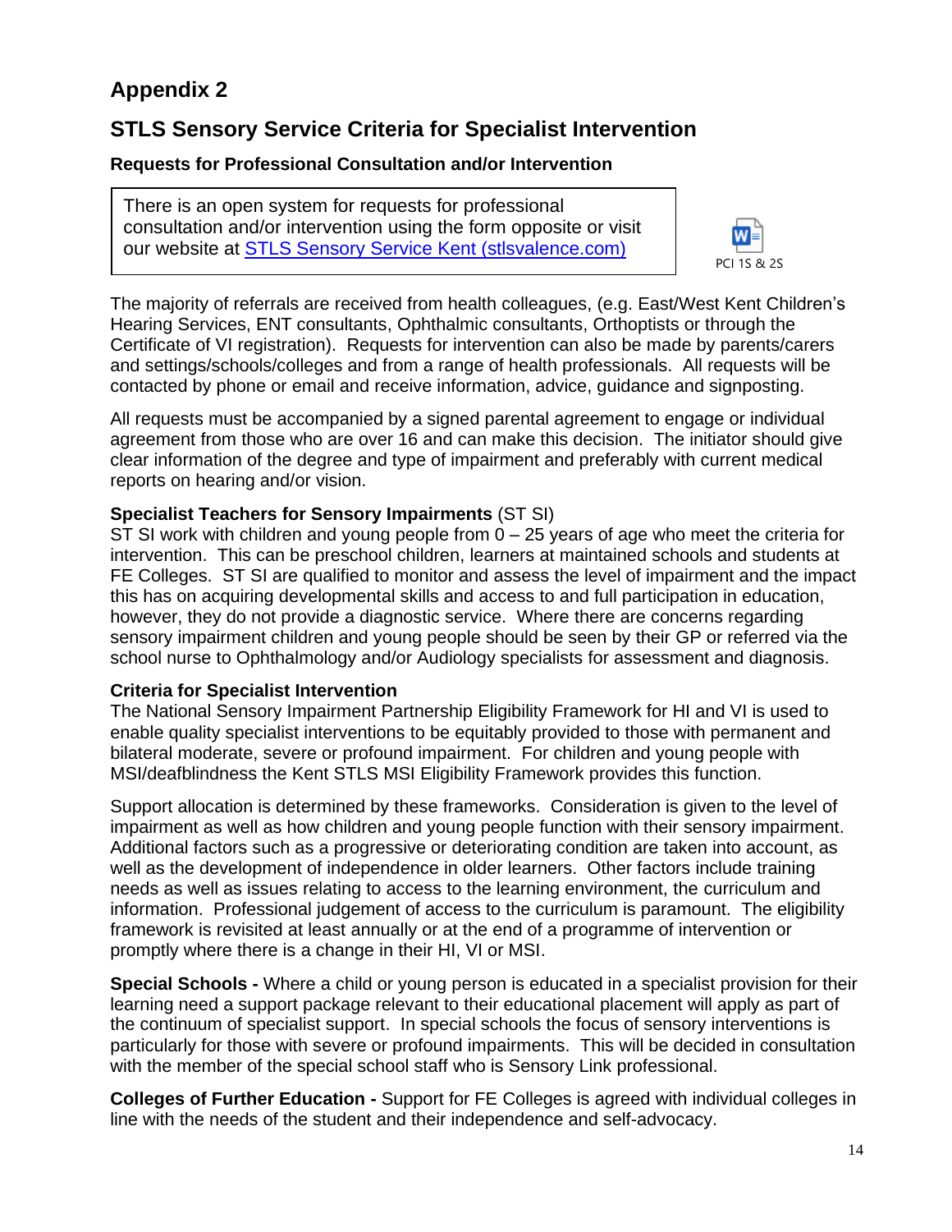# Appendix 2

## STLS Sensory Service Criteria for Specialist Intervention

### Requests for Professional Consultation and/or Intervention

There is an open system for requests for professional consultation and/or intervention using the form opposite or visit our website at [STLS Sensory Service Kent (stlsvalence.com)](stlsvalence.com)

PCI 1S & 2S

The majority of referrals are received from health colleagues, (e.g. East/West Kent Children's Hearing Services, ENT consultants, Ophthalmic consultants, Orthoptists or through the Certificate of VI registration). Requests for intervention can also be made by parents/carers and settings/schools/colleges and from a range of health professionals. All requests will be contacted by phone or email and receive information, advice, guidance and signposting.

All requests must be accompanied by a signed parental agreement to engage or individual agreement from those who are over 16 and can make this decision. The initiator should give clear information of the degree and type of impairment and preferably with current medical reports on hearing and/or vision.

**Specialist Teachers for Sensory Impairments** (ST SI)
ST SI work with children and young people from 0 – 25 years of age who meet the criteria for intervention. This can be preschool children, learners at maintained schools and students at FE Colleges. ST SI are qualified to monitor and assess the level of impairment and the impact this has on acquiring developmental skills and access to and full participation in education, however, they do not provide a diagnostic service. Where there are concerns regarding sensory impairment children and young people should be seen by their GP or referred via the school nurse to Ophthalmology and/or Audiology specialists for assessment and diagnosis.

**Criteria for Specialist Intervention**
The National Sensory Impairment Partnership Eligibility Framework for HI and VI is used to enable quality specialist interventions to be equitably provided to those with permanent and bilateral moderate, severe or profound impairment. For children and young people with MSI/deafblindness the Kent STLS MSI Eligibility Framework provides this function.

Support allocation is determined by these frameworks. Consideration is given to the level of impairment as well as how children and young people function with their sensory impairment. Additional factors such as a progressive or deteriorating condition are taken into account, as well as the development of independence in older learners. Other factors include training needs as well as issues relating to access to the learning environment, the curriculum and information. Professional judgement of access to the curriculum is paramount. The eligibility framework is revisited at least annually or at the end of a programme of intervention or promptly where there is a change in their HI, VI or MSI.

**Special Schools -** Where a child or young person is educated in a specialist provision for their learning need a support package relevant to their educational placement will apply as part of the continuum of specialist support. In special schools the focus of sensory interventions is particularly for those with severe or profound impairments. This will be decided in consultation with the member of the special school staff who is Sensory Link professional.

**Colleges of Further Education -** Support for FE Colleges is agreed with individual colleges in line with the needs of the student and their independence and self-advocacy.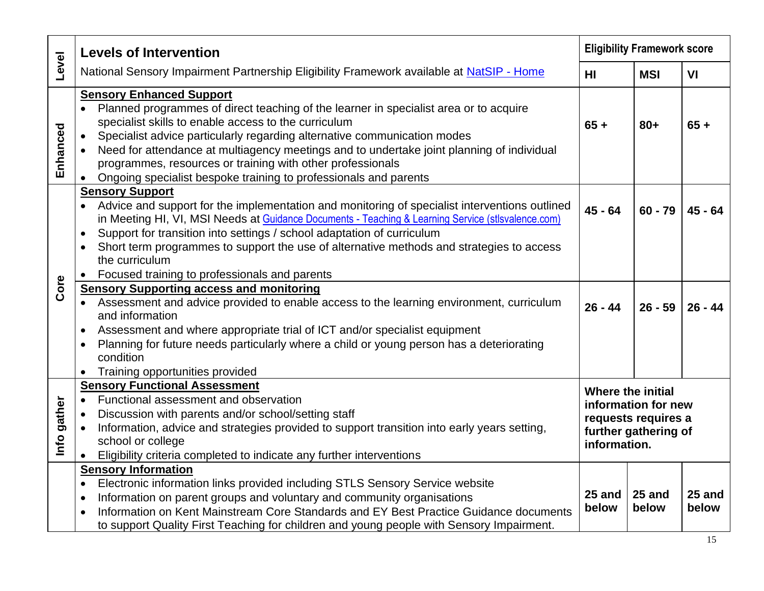| Level | Levels of Intervention<br>National Sensory Impairment Partnership Eligibility Framework available at [NatSIP - Home] | Eligibility Framework score HI | MSI | VI |
|---|---|---|---|---|
| Enhanced | **Sensory Enhanced Support**<br>• Planned programmes of direct teaching of the learner in specialist area or to acquire specialist skills to enable access to the curriculum<br>• Specialist advice particularly regarding alternative communication modes<br>• Need for attendance at multiagency meetings and to undertake joint planning of individual programmes, resources or training with other professionals<br>• Ongoing specialist bespoke training to professionals and parents | 65 + | 80+ | 65 + |
| Core | **Sensory Support**<br>• Advice and support for the implementation and monitoring of specialist interventions outlined in Meeting HI, VI, MSI Needs at [Guidance Documents - Teaching & Learning Service (stlsvalence.com)]<br>• Support for transition into settings / school adaptation of curriculum<br>• Short term programmes to support the use of alternative methods and strategies to access the curriculum<br>• Focused training to professionals and parents | 45 - 64 | 60 - 79 | 45 - 64 |
| Core | **Sensory Supporting access and monitoring**<br>• Assessment and advice provided to enable access to the learning environment, curriculum and information<br>• Assessment and where appropriate trial of ICT and/or specialist equipment<br>• Planning for future needs particularly where a child or young person has a deteriorating condition<br>• Training opportunities provided | 26 - 44 | 26 - 59 | 26 - 44 |
| Info gather | **Sensory Functional Assessment**<br>• Functional assessment and observation<br>• Discussion with parents and/or school/setting staff<br>• Information, advice and strategies provided to support transition into early years setting, school or college<br>• Eligibility criteria completed to indicate any further interventions | Where the initial information for new requests requires a further gathering of information. | | |
| | **Sensory Information**<br>• Electronic information links provided including STLS Sensory Service website<br>• Information on parent groups and voluntary and community organisations<br>• Information on Kent Mainstream Core Standards and EY Best Practice Guidance documents to support Quality First Teaching for children and young people with Sensory Impairment. | 25 and below | 25 and below | 25 and below |